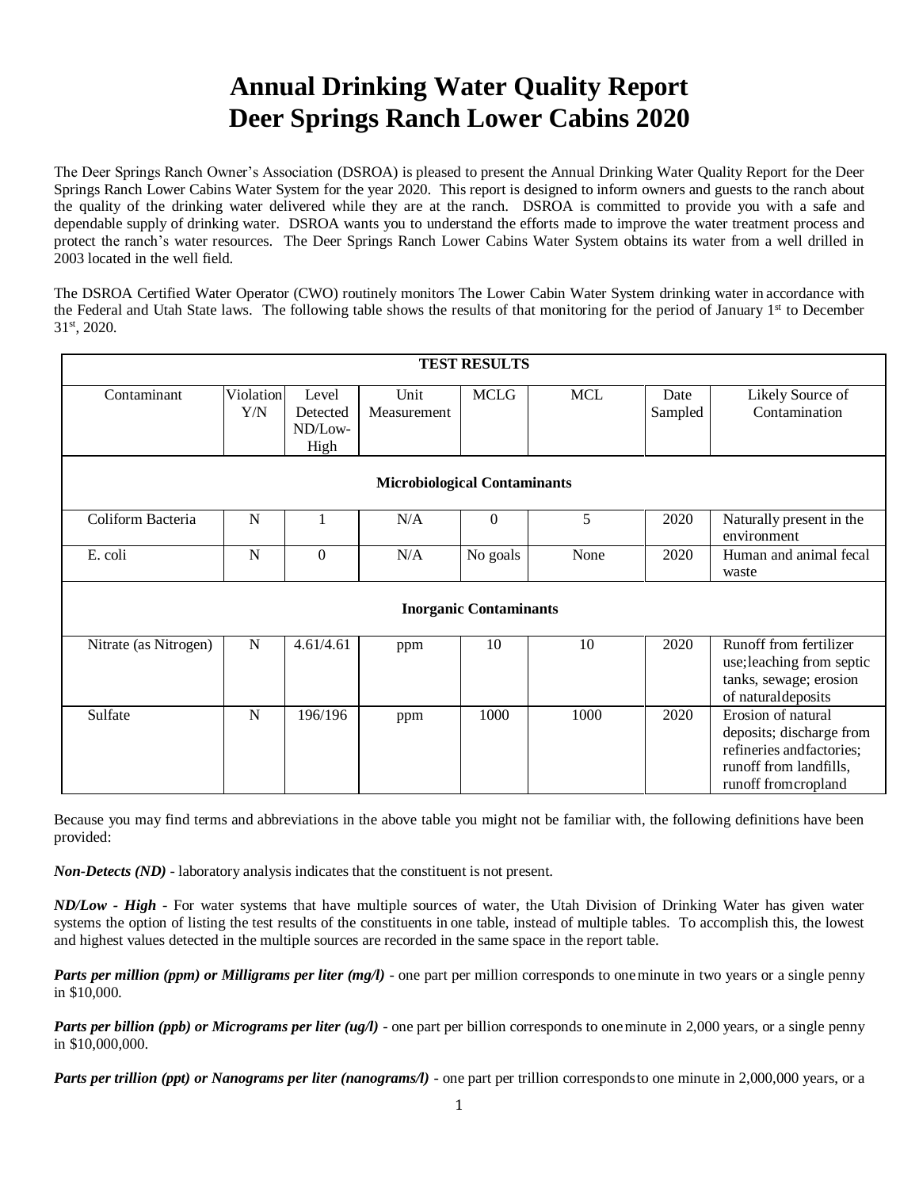# Annual Drinking Water Quality Report
# Deer Springs Ranch Lower Cabins 2020

The Deer Springs Ranch Owner's Association (DSROA) is pleased to present the Annual Drinking Water Quality Report for the Deer Springs Ranch Lower Cabins Water System for the year 2020. This report is designed to inform owners and guests to the ranch about the quality of the drinking water delivered while they are at the ranch. DSROA is committed to provide you with a safe and dependable supply of drinking water. DSROA wants you to understand the efforts made to improve the water treatment process and protect the ranch's water resources. The Deer Springs Ranch Lower Cabins Water System obtains its water from a well drilled in 2003 located in the well field.

The DSROA Certified Water Operator (CWO) routinely monitors The Lower Cabin Water System drinking water in accordance with the Federal and Utah State laws. The following table shows the results of that monitoring for the period of January 1st to December 31st, 2020.

| TEST RESULTS | | | | | | | |
|---|---|---|---|---|---|---|---|
| Contaminant | Violation Y/N | Level Detected ND/Low-High | Unit Measurement | MCLG | MCL | Date Sampled | Likely Source of Contamination |
| **Microbiological Contaminants** | | | | | | | |
| Coliform Bacteria | N | 1 | N/A | 0 | 5 | 2020 | Naturally present in the environment |
| E. coli | N | 0 | N/A | No goals | None | 2020 | Human and animal fecal waste |
| **Inorganic Contaminants** | | | | | | | |
| Nitrate (as Nitrogen) | N | 4.61/4.61 | ppm | 10 | 10 | 2020 | Runoff from fertilizer use;leaching from septic tanks, sewage; erosion of natural deposits |
| Sulfate | N | 196/196 | ppm | 1000 | 1000 | 2020 | Erosion of natural deposits; discharge from refineries and factories; runoff from landfills, runoff from cropland |

Because you may find terms and abbreviations in the above table you might not be familiar with, the following definitions have been provided:

***Non-Detects (ND)*** - laboratory analysis indicates that the constituent is not present.

***ND/Low - High*** - For water systems that have multiple sources of water, the Utah Division of Drinking Water has given water systems the option of listing the test results of the constituents in one table, instead of multiple tables. To accomplish this, the lowest and highest values detected in the multiple sources are recorded in the same space in the report table.

***Parts per million (ppm) or Milligrams per liter (mg/l)*** - one part per million corresponds to one minute in two years or a single penny in $10,000.

***Parts per billion (ppb) or Micrograms per liter (ug/l)*** - one part per billion corresponds to one minute in 2,000 years, or a single penny in $10,000,000.

***Parts per trillion (ppt) or Nanograms per liter (nanograms/l)*** - one part per trillion corresponds to one minute in 2,000,000 years, or a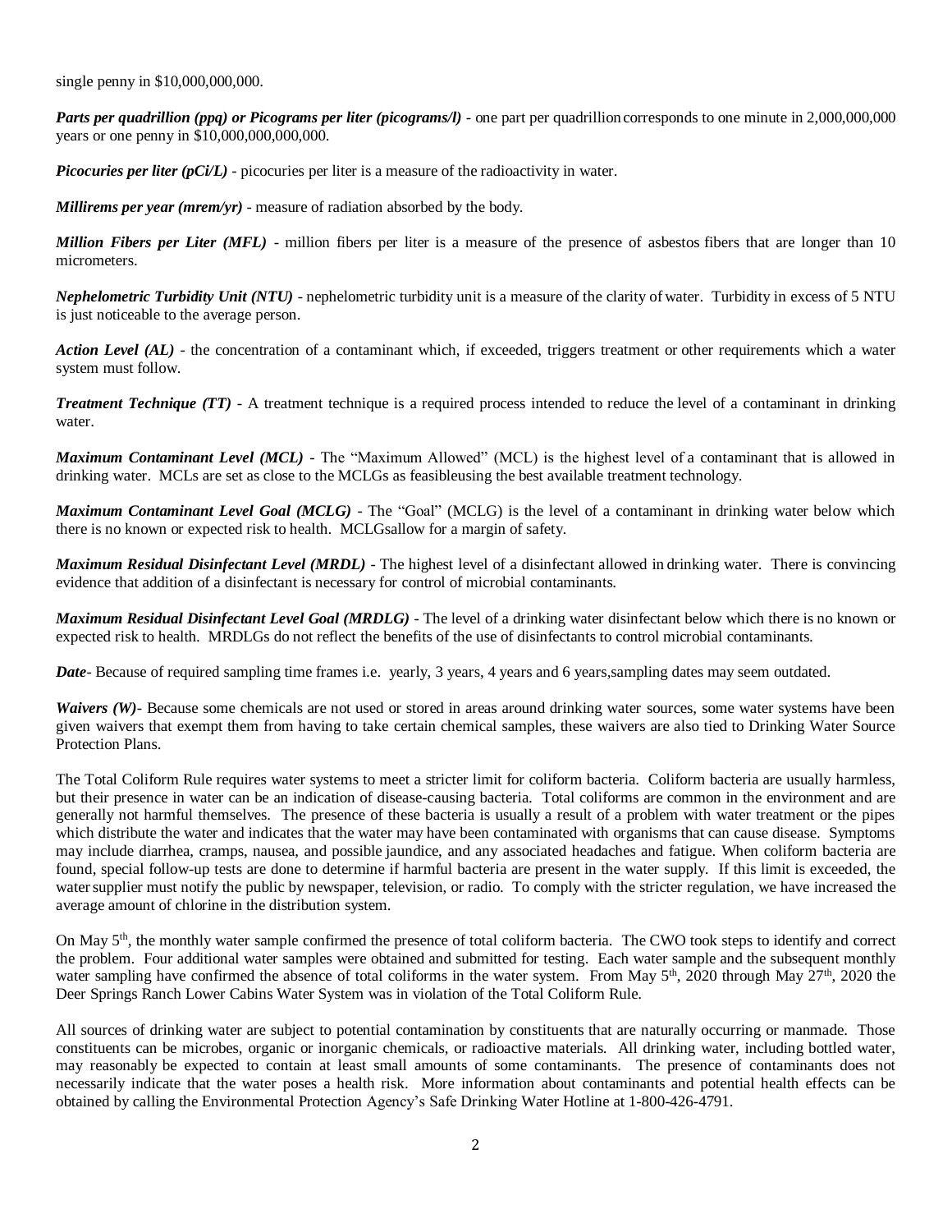single penny in $10,000,000,000.

***Parts per quadrillion (ppq) or Picograms per liter (picograms/l)*** - one part per quadrillion corresponds to one minute in 2,000,000,000 years or one penny in $10,000,000,000,000.

***Picocuries per liter (pCi/L)*** - picocuries per liter is a measure of the radioactivity in water.

***Millirems per year (mrem/yr)*** - measure of radiation absorbed by the body.

***Million Fibers per Liter (MFL)*** - million fibers per liter is a measure of the presence of asbestos fibers that are longer than 10 micrometers.

***Nephelometric Turbidity Unit (NTU)*** - nephelometric turbidity unit is a measure of the clarity of water. Turbidity in excess of 5 NTU is just noticeable to the average person.

***Action Level (AL)*** - the concentration of a contaminant which, if exceeded, triggers treatment or other requirements which a water system must follow.

***Treatment Technique (TT)*** - A treatment technique is a required process intended to reduce the level of a contaminant in drinking water.

***Maximum Contaminant Level (MCL)*** - The "Maximum Allowed" (MCL) is the highest level of a contaminant that is allowed in drinking water. MCLs are set as close to the MCLGs as feasibleusing the best available treatment technology.

***Maximum Contaminant Level Goal (MCLG)*** - The "Goal" (MCLG) is the level of a contaminant in drinking water below which there is no known or expected risk to health. MCLGsallow for a margin of safety.

***Maximum Residual Disinfectant Level (MRDL)*** - The highest level of a disinfectant allowed in drinking water. There is convincing evidence that addition of a disinfectant is necessary for control of microbial contaminants.

***Maximum Residual Disinfectant Level Goal (MRDLG)*** - The level of a drinking water disinfectant below which there is no known or expected risk to health. MRDLGs do not reflect the benefits of the use of disinfectants to control microbial contaminants.

***Date***- Because of required sampling time frames i.e. yearly, 3 years, 4 years and 6 years,sampling dates may seem outdated.

***Waivers (W)***- Because some chemicals are not used or stored in areas around drinking water sources, some water systems have been given waivers that exempt them from having to take certain chemical samples, these waivers are also tied to Drinking Water Source Protection Plans.

The Total Coliform Rule requires water systems to meet a stricter limit for coliform bacteria. Coliform bacteria are usually harmless, but their presence in water can be an indication of disease-causing bacteria. Total coliforms are common in the environment and are generally not harmful themselves. The presence of these bacteria is usually a result of a problem with water treatment or the pipes which distribute the water and indicates that the water may have been contaminated with organisms that can cause disease. Symptoms may include diarrhea, cramps, nausea, and possible jaundice, and any associated headaches and fatigue. When coliform bacteria are found, special follow-up tests are done to determine if harmful bacteria are present in the water supply. If this limit is exceeded, the water supplier must notify the public by newspaper, television, or radio. To comply with the stricter regulation, we have increased the average amount of chlorine in the distribution system.

On May 5th, the monthly water sample confirmed the presence of total coliform bacteria. The CWO took steps to identify and correct the problem. Four additional water samples were obtained and submitted for testing. Each water sample and the subsequent monthly water sampling have confirmed the absence of total coliforms in the water system. From May 5th, 2020 through May 27th, 2020 the Deer Springs Ranch Lower Cabins Water System was in violation of the Total Coliform Rule.

All sources of drinking water are subject to potential contamination by constituents that are naturally occurring or manmade. Those constituents can be microbes, organic or inorganic chemicals, or radioactive materials. All drinking water, including bottled water, may reasonably be expected to contain at least small amounts of some contaminants. The presence of contaminants does not necessarily indicate that the water poses a health risk. More information about contaminants and potential health effects can be obtained by calling the Environmental Protection Agency's Safe Drinking Water Hotline at 1-800-426-4791.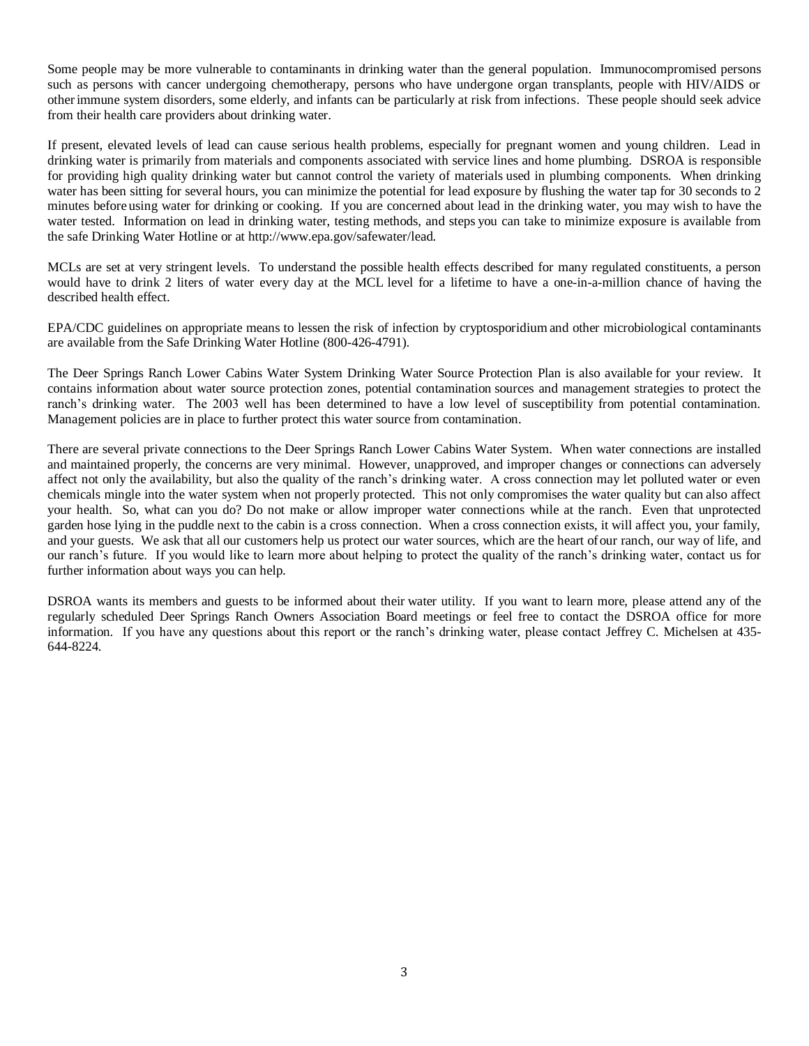Some people may be more vulnerable to contaminants in drinking water than the general population. Immunocompromised persons such as persons with cancer undergoing chemotherapy, persons who have undergone organ transplants, people with HIV/AIDS or other immune system disorders, some elderly, and infants can be particularly at risk from infections. These people should seek advice from their health care providers about drinking water.

If present, elevated levels of lead can cause serious health problems, especially for pregnant women and young children. Lead in drinking water is primarily from materials and components associated with service lines and home plumbing. DSROA is responsible for providing high quality drinking water but cannot control the variety of materials used in plumbing components. When drinking water has been sitting for several hours, you can minimize the potential for lead exposure by flushing the water tap for 30 seconds to 2 minutes before using water for drinking or cooking. If you are concerned about lead in the drinking water, you may wish to have the water tested. Information on lead in drinking water, testing methods, and steps you can take to minimize exposure is available from the safe Drinking Water Hotline or at http://www.epa.gov/safewater/lead.

MCLs are set at very stringent levels. To understand the possible health effects described for many regulated constituents, a person would have to drink 2 liters of water every day at the MCL level for a lifetime to have a one-in-a-million chance of having the described health effect.

EPA/CDC guidelines on appropriate means to lessen the risk of infection by cryptosporidium and other microbiological contaminants are available from the Safe Drinking Water Hotline (800-426-4791).

The Deer Springs Ranch Lower Cabins Water System Drinking Water Source Protection Plan is also available for your review. It contains information about water source protection zones, potential contamination sources and management strategies to protect the ranch's drinking water. The 2003 well has been determined to have a low level of susceptibility from potential contamination. Management policies are in place to further protect this water source from contamination.

There are several private connections to the Deer Springs Ranch Lower Cabins Water System. When water connections are installed and maintained properly, the concerns are very minimal. However, unapproved, and improper changes or connections can adversely affect not only the availability, but also the quality of the ranch's drinking water. A cross connection may let polluted water or even chemicals mingle into the water system when not properly protected. This not only compromises the water quality but can also affect your health. So, what can you do? Do not make or allow improper water connections while at the ranch. Even that unprotected garden hose lying in the puddle next to the cabin is a cross connection. When a cross connection exists, it will affect you, your family, and your guests. We ask that all our customers help us protect our water sources, which are the heart of our ranch, our way of life, and our ranch's future. If you would like to learn more about helping to protect the quality of the ranch's drinking water, contact us for further information about ways you can help.

DSROA wants its members and guests to be informed about their water utility. If you want to learn more, please attend any of the regularly scheduled Deer Springs Ranch Owners Association Board meetings or feel free to contact the DSROA office for more information. If you have any questions about this report or the ranch's drinking water, please contact Jeffrey C. Michelsen at 435-644-8224.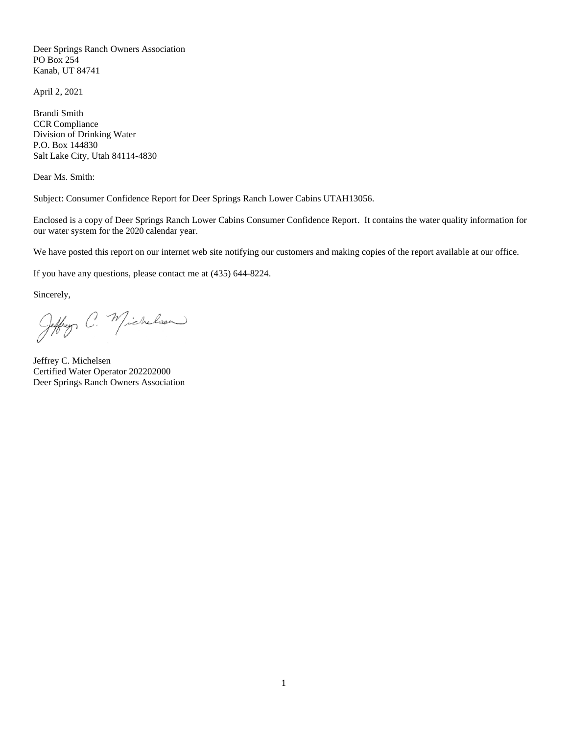Deer Springs Ranch Owners Association
PO Box 254
Kanab, UT 84741

April 2, 2021

Brandi Smith
CCR Compliance
Division of Drinking Water
P.O. Box 144830
Salt Lake City, Utah 84114-4830

Dear Ms. Smith:

Subject: Consumer Confidence Report for Deer Springs Ranch Lower Cabins UTAH13056.

Enclosed is a copy of Deer Springs Ranch Lower Cabins Consumer Confidence Report. It contains the water quality information for our water system for the 2020 calendar year.

We have posted this report on our internet web site notifying our customers and making copies of the report available at our office.

If you have any questions, please contact me at (435) 644-8224.

Sincerely,

Jeffrey C. Michelsen

Jeffrey C. Michelsen
Certified Water Operator 202202000
Deer Springs Ranch Owners Association